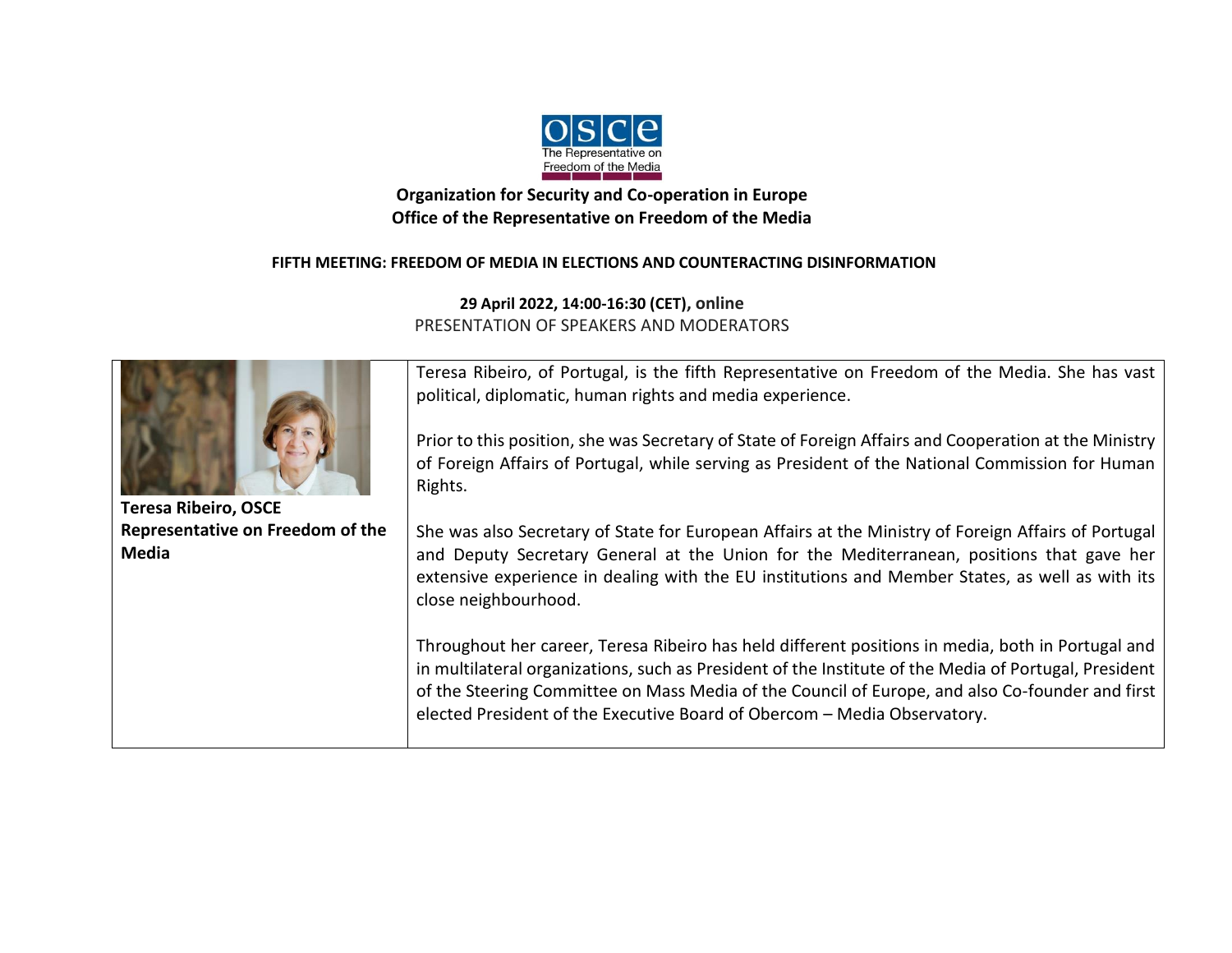The Representative on Freedom of the Media

**Organization for Security and Co-operation in Europe**
**Office of the Representative on Freedom of the Media**

**FIFTH MEETING: FREEDOM OF MEDIA IN ELECTIONS AND COUNTERACTING DISINFORMATION**

**29 April 2022, 14:00-16:30 (CET), online**
PRESENTATION OF SPEAKERS AND MODERATORS

| | |
|---|---|
| **Teresa Ribeiro, OSCE Representative on Freedom of the Media** | Teresa Ribeiro, of Portugal, is the fifth Representative on Freedom of the Media. She has vast political, diplomatic, human rights and media experience.<br><br>Prior to this position, she was Secretary of State of Foreign Affairs and Cooperation at the Ministry of Foreign Affairs of Portugal, while serving as President of the National Commission for Human Rights.<br><br>She was also Secretary of State for European Affairs at the Ministry of Foreign Affairs of Portugal and Deputy Secretary General at the Union for the Mediterranean, positions that gave her extensive experience in dealing with the EU institutions and Member States, as well as with its close neighbourhood.<br><br>Throughout her career, Teresa Ribeiro has held different positions in media, both in Portugal and in multilateral organizations, such as President of the Institute of the Media of Portugal, President of the Steering Committee on Mass Media of the Council of Europe, and also Co-founder and first elected President of the Executive Board of Obercom – Media Observatory. |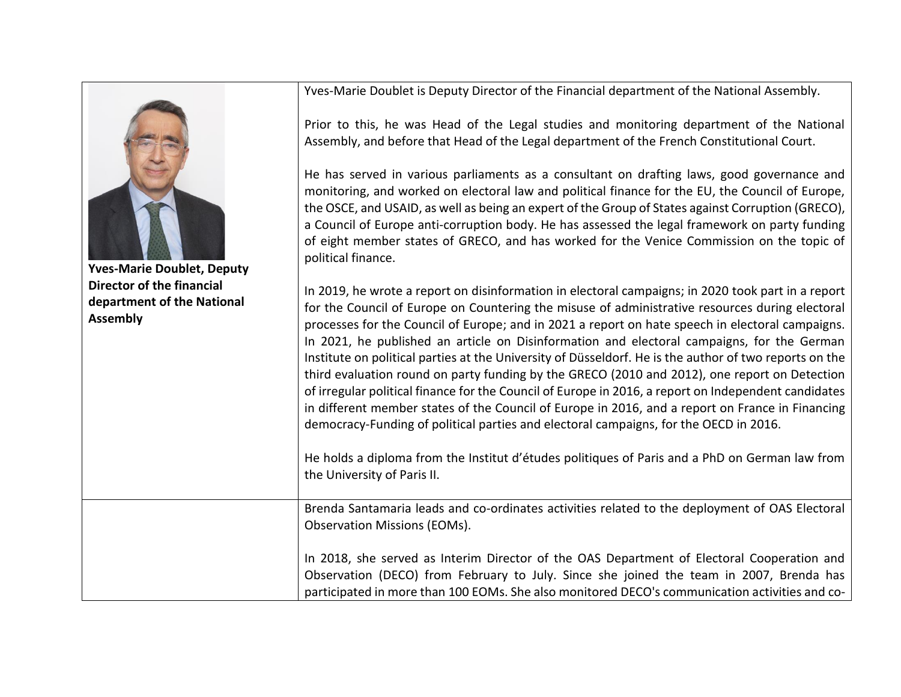| | |
|---|---|
| **Yves-Marie Doublet, Deputy Director of the financial department of the National Assembly** | Yves-Marie Doublet is Deputy Director of the Financial department of the National Assembly.<br><br>Prior to this, he was Head of the Legal studies and monitoring department of the National Assembly, and before that Head of the Legal department of the French Constitutional Court.<br><br>He has served in various parliaments as a consultant on drafting laws, good governance and monitoring, and worked on electoral law and political finance for the EU, the Council of Europe, the OSCE, and USAID, as well as being an expert of the Group of States against Corruption (GRECO), a Council of Europe anti-corruption body. He has assessed the legal framework on party funding of eight member states of GRECO, and has worked for the Venice Commission on the topic of political finance.<br><br>In 2019, he wrote a report on disinformation in electoral campaigns; in 2020 took part in a report for the Council of Europe on Countering the misuse of administrative resources during electoral processes for the Council of Europe; and in 2021 a report on hate speech in electoral campaigns. In 2021, he published an article on Disinformation and electoral campaigns, for the German Institute on political parties at the University of Düsseldorf. He is the author of two reports on the third evaluation round on party funding by the GRECO (2010 and 2012), one report on Detection of irregular political finance for the Council of Europe in 2016, a report on Independent candidates in different member states of the Council of Europe in 2016, and a report on France in Financing democracy-Funding of political parties and electoral campaigns, for the OECD in 2016.<br><br>He holds a diploma from the Institut d'études politiques of Paris and a PhD on German law from the University of Paris II. |
| | Brenda Santamaria leads and co-ordinates activities related to the deployment of OAS Electoral Observation Missions (EOMs).<br><br>In 2018, she served as Interim Director of the OAS Department of Electoral Cooperation and Observation (DECO) from February to July. Since she joined the team in 2007, Brenda has participated in more than 100 EOMs. She also monitored DECO's communication activities and co- |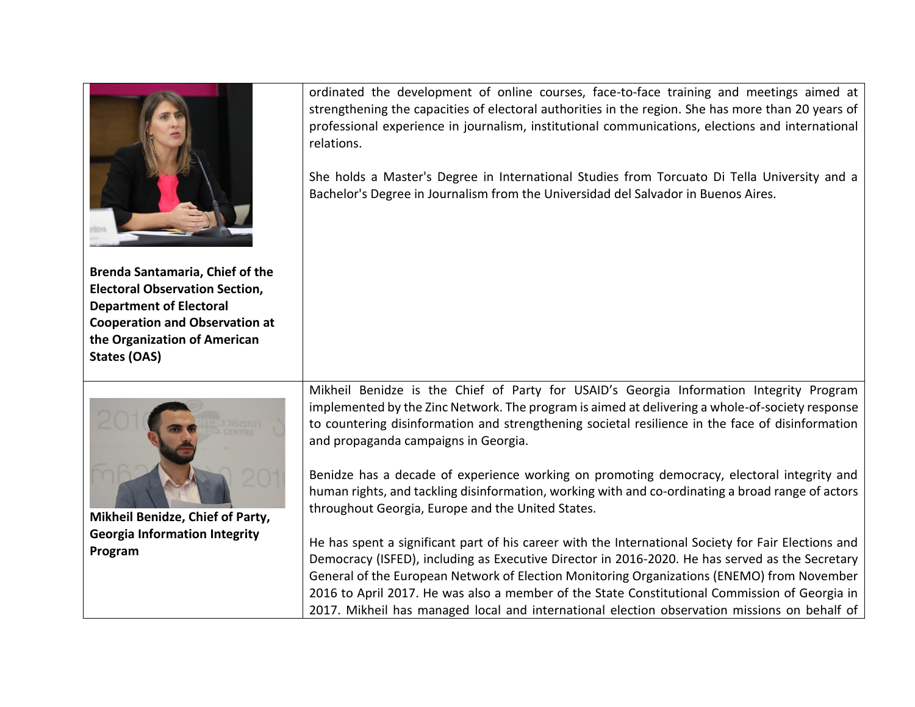| | |
|---|---|
| **Brenda Santamaria, Chief of the Electoral Observation Section, Department of Electoral Cooperation and Observation at the Organization of American States (OAS)** | ordinated the development of online courses, face-to-face training and meetings aimed at strengthening the capacities of electoral authorities in the region. She has more than 20 years of professional experience in journalism, institutional communications, elections and international relations.<br><br>She holds a Master's Degree in International Studies from Torcuato Di Tella University and a Bachelor's Degree in Journalism from the Universidad del Salvador in Buenos Aires. |
| **Mikheil Benidze, Chief of Party, Georgia Information Integrity Program** | Mikheil Benidze is the Chief of Party for USAID's Georgia Information Integrity Program implemented by the Zinc Network. The program is aimed at delivering a whole-of-society response to countering disinformation and strengthening societal resilience in the face of disinformation and propaganda campaigns in Georgia.<br><br>Benidze has a decade of experience working on promoting democracy, electoral integrity and human rights, and tackling disinformation, working with and co-ordinating a broad range of actors throughout Georgia, Europe and the United States.<br><br>He has spent a significant part of his career with the International Society for Fair Elections and Democracy (ISFED), including as Executive Director in 2016-2020. He has served as the Secretary General of the European Network of Election Monitoring Organizations (ENEMO) from November 2016 to April 2017. He was also a member of the State Constitutional Commission of Georgia in 2017. Mikheil has managed local and international election observation missions on behalf of |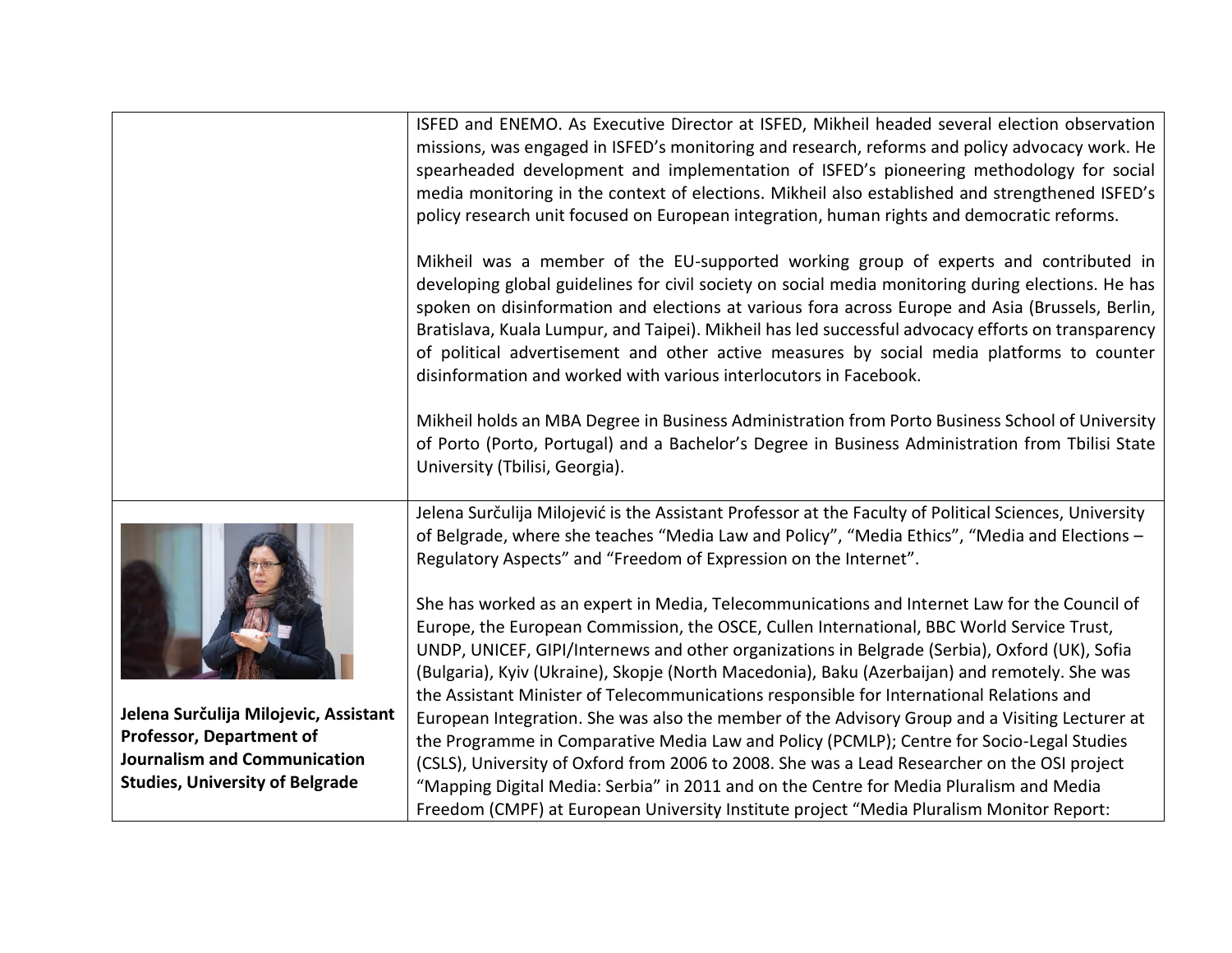| | |
|---|---|
| | ISFED and ENEMO. As Executive Director at ISFED, Mikheil headed several election observation missions, was engaged in ISFED's monitoring and research, reforms and policy advocacy work. He spearheaded development and implementation of ISFED's pioneering methodology for social media monitoring in the context of elections. Mikheil also established and strengthened ISFED's policy research unit focused on European integration, human rights and democratic reforms.<br><br>Mikheil was a member of the EU-supported working group of experts and contributed in developing global guidelines for civil society on social media monitoring during elections. He has spoken on disinformation and elections at various fora across Europe and Asia (Brussels, Berlin, Bratislava, Kuala Lumpur, and Taipei). Mikheil has led successful advocacy efforts on transparency of political advertisement and other active measures by social media platforms to counter disinformation and worked with various interlocutors in Facebook.<br><br>Mikheil holds an MBA Degree in Business Administration from Porto Business School of University of Porto (Porto, Portugal) and a Bachelor's Degree in Business Administration from Tbilisi State University (Tbilisi, Georgia). |
| **Jelena Surčulija Milojevic, Assistant Professor, Department of Journalism and Communication Studies, University of Belgrade** | Jelena Surčulija Milojević is the Assistant Professor at the Faculty of Political Sciences, University of Belgrade, where she teaches "Media Law and Policy", "Media Ethics", "Media and Elections – Regulatory Aspects" and "Freedom of Expression on the Internet".<br><br>She has worked as an expert in Media, Telecommunications and Internet Law for the Council of Europe, the European Commission, the OSCE, Cullen International, BBC World Service Trust, UNDP, UNICEF, GIPI/Internews and other organizations in Belgrade (Serbia), Oxford (UK), Sofia (Bulgaria), Kyiv (Ukraine), Skopje (North Macedonia), Baku (Azerbaijan) and remotely. She was the Assistant Minister of Telecommunications responsible for International Relations and European Integration. She was also the member of the Advisory Group and a Visiting Lecturer at the Programme in Comparative Media Law and Policy (PCMLP); Centre for Socio-Legal Studies (CSLS), University of Oxford from 2006 to 2008. She was a Lead Researcher on the OSI project "Mapping Digital Media: Serbia" in 2011 and on the Centre for Media Pluralism and Media Freedom (CMPF) at European University Institute project "Media Pluralism Monitor Report: |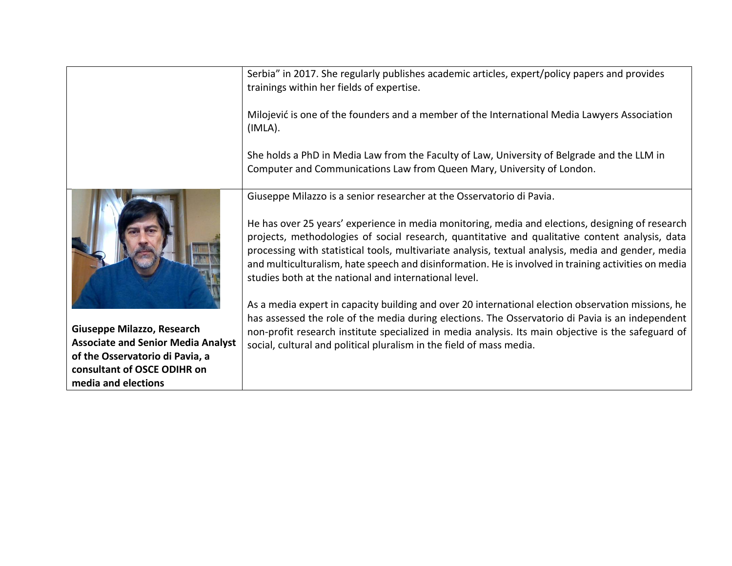| | |
|---|---|
| | Serbia" in 2017. She regularly publishes academic articles, expert/policy papers and provides trainings within her fields of expertise.<br><br>Milojević is one of the founders and a member of the International Media Lawyers Association (IMLA).<br><br>She holds a PhD in Media Law from the Faculty of Law, University of Belgrade and the LLM in Computer and Communications Law from Queen Mary, University of London. |
| **Giuseppe Milazzo, Research Associate and Senior Media Analyst of the Osservatorio di Pavia, a consultant of OSCE ODIHR on media and elections** | Giuseppe Milazzo is a senior researcher at the Osservatorio di Pavia.<br><br>He has over 25 years' experience in media monitoring, media and elections, designing of research projects, methodologies of social research, quantitative and qualitative content analysis, data processing with statistical tools, multivariate analysis, textual analysis, media and gender, media and multiculturalism, hate speech and disinformation. He is involved in training activities on media studies both at the national and international level.<br><br>As a media expert in capacity building and over 20 international election observation missions, he has assessed the role of the media during elections. The Osservatorio di Pavia is an independent non-profit research institute specialized in media analysis. Its main objective is the safeguard of social, cultural and political pluralism in the field of mass media. |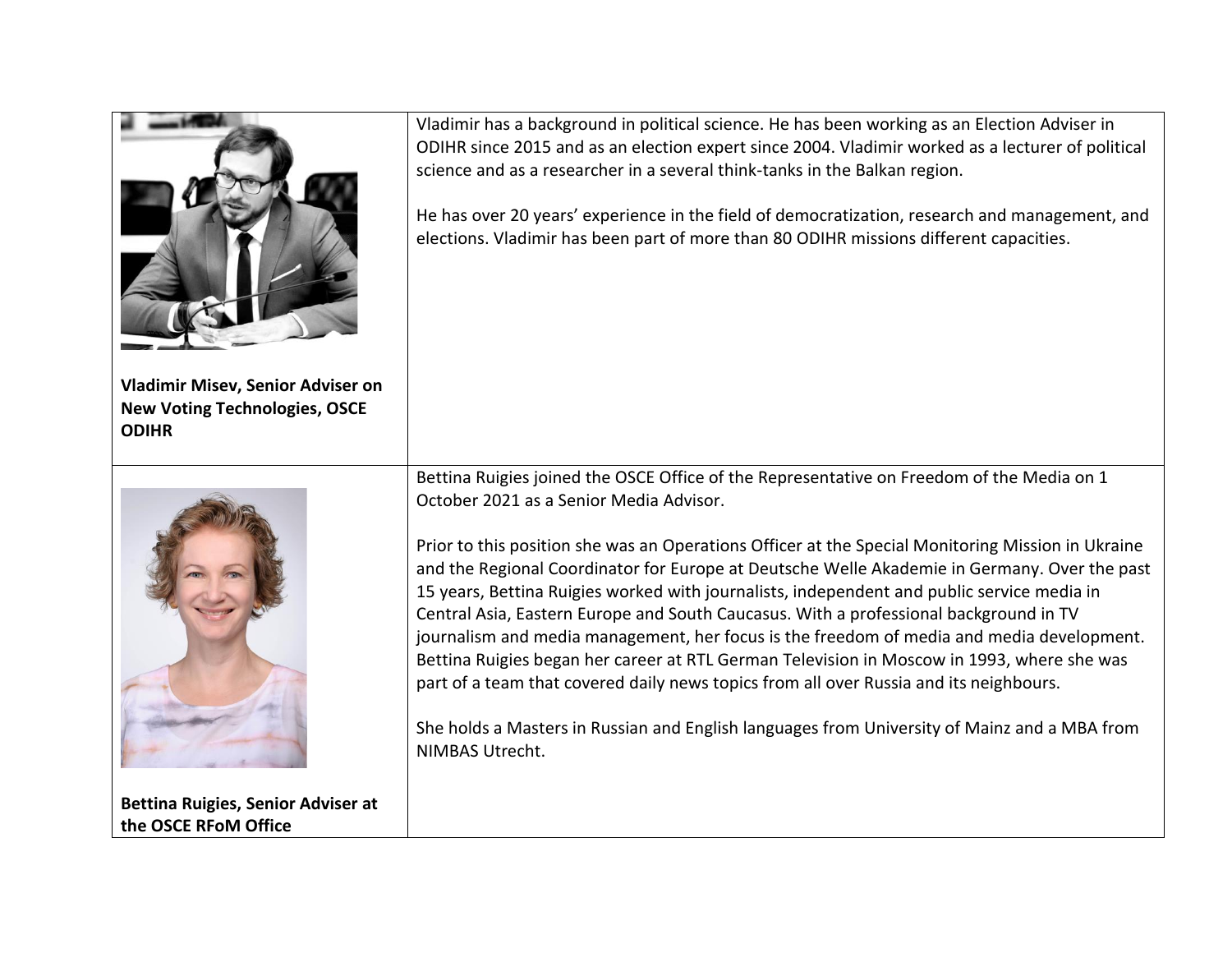| | |
|---|---|
| **Vladimir Misev, Senior Adviser on New Voting Technologies, OSCE ODIHR** | Vladimir has a background in political science. He has been working as an Election Adviser in ODIHR since 2015 and as an election expert since 2004. Vladimir worked as a lecturer of political science and as a researcher in a several think-tanks in the Balkan region.<br><br>He has over 20 years' experience in the field of democratization, research and management, and elections. Vladimir has been part of more than 80 ODIHR missions different capacities. |
| **Bettina Ruigies, Senior Adviser at the OSCE RFoM Office** | Bettina Ruigies joined the OSCE Office of the Representative on Freedom of the Media on 1 October 2021 as a Senior Media Advisor.<br><br>Prior to this position she was an Operations Officer at the Special Monitoring Mission in Ukraine and the Regional Coordinator for Europe at Deutsche Welle Akademie in Germany. Over the past 15 years, Bettina Ruigies worked with journalists, independent and public service media in Central Asia, Eastern Europe and South Caucasus. With a professional background in TV journalism and media management, her focus is the freedom of media and media development. Bettina Ruigies began her career at RTL German Television in Moscow in 1993, where she was part of a team that covered daily news topics from all over Russia and its neighbours.<br><br>She holds a Masters in Russian and English languages from University of Mainz and a MBA from NIMBAS Utrecht. |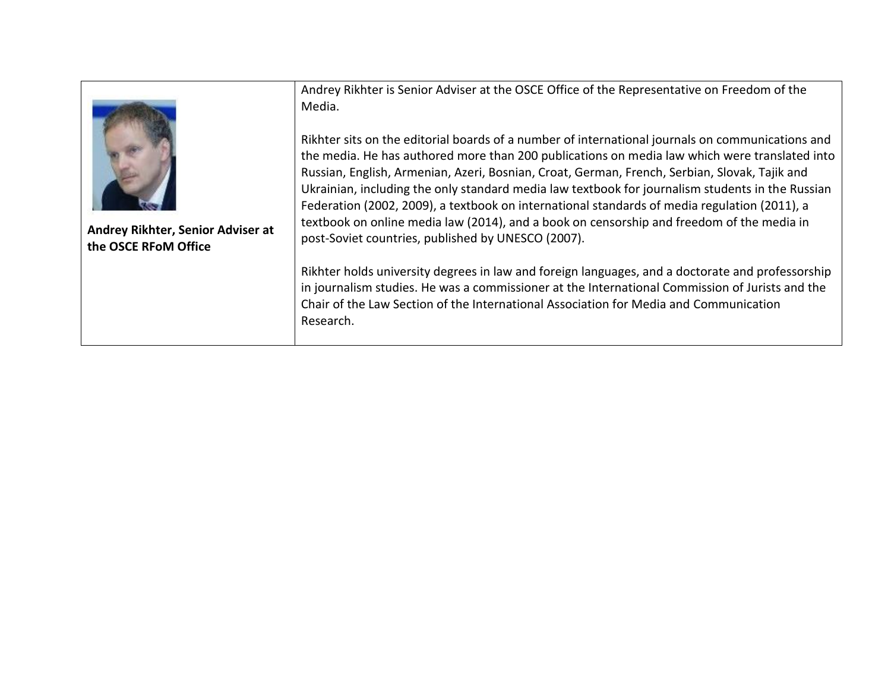| | |
|---|---|
| **Andrey Rikhter, Senior Adviser at the OSCE RFoM Office** | Andrey Rikhter is Senior Adviser at the OSCE Office of the Representative on Freedom of the Media.<br><br>Rikhter sits on the editorial boards of a number of international journals on communications and the media. He has authored more than 200 publications on media law which were translated into Russian, English, Armenian, Azeri, Bosnian, Croat, German, French, Serbian, Slovak, Tajik and Ukrainian, including the only standard media law textbook for journalism students in the Russian Federation (2002, 2009), a textbook on international standards of media regulation (2011), a textbook on online media law (2014), and a book on censorship and freedom of the media in post-Soviet countries, published by UNESCO (2007).<br><br>Rikhter holds university degrees in law and foreign languages, and a doctorate and professorship in journalism studies. He was a commissioner at the International Commission of Jurists and the Chair of the Law Section of the International Association for Media and Communication Research. |